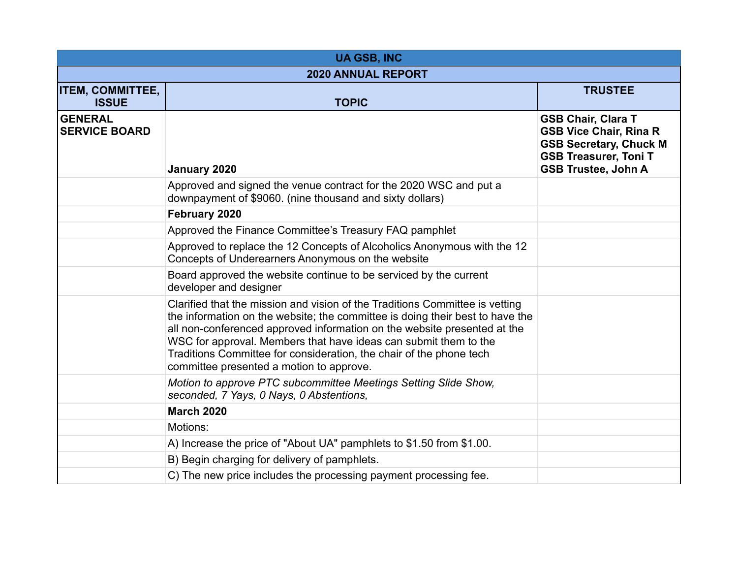| UA GSB, INC | | |
|---|---|---|
| **2020 ANNUAL REPORT** | | |
| **ITEM, COMMITTEE, ISSUE** | **TOPIC** | **TRUSTEE** |
| **GENERAL SERVICE BOARD** | **January 2020** | **GSB Chair, Clara T**<br>**GSB Vice Chair, Rina R**<br>**GSB Secretary, Chuck M**<br>**GSB Treasurer, Toni T**<br>**GSB Trustee, John A** |
| | Approved and signed the venue contract for the 2020 WSC and put a downpayment of $9060. (nine thousand and sixty dollars) | |
| | **February 2020** | |
| | Approved the Finance Committee's Treasury FAQ pamphlet | |
| | Approved to replace the 12 Concepts of Alcoholics Anonymous with the 12 Concepts of Underearners Anonymous on the website | |
| | Board approved the website continue to be serviced by the current developer and designer | |
| | Clarified that the mission and vision of the Traditions Committee is vetting the information on the website; the committee is doing their best to have the all non-conferenced approved information on the website presented at the WSC for approval. Members that have ideas can submit them to the Traditions Committee for consideration, the chair of the phone tech committee presented a motion to approve. | |
| | *Motion to approve PTC subcommittee Meetings Setting Slide Show, seconded, 7 Yays, 0 Nays, 0 Abstentions,* | |
| | **March 2020** | |
| | Motions: | |
| | A) Increase the price of "About UA" pamphlets to $1.50 from $1.00. | |
| | B) Begin charging for delivery of pamphlets. | |
| | C) The new price includes the processing payment processing fee. | |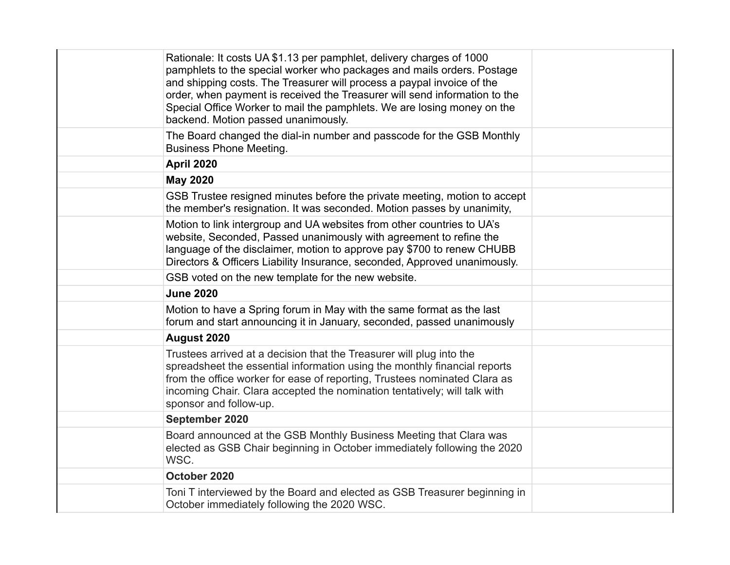| | | |
|---|---|---|
| | Rationale: It costs UA $1.13 per pamphlet, delivery charges of 1000 pamphlets to the special worker who packages and mails orders. Postage and shipping costs. The Treasurer will process a paypal invoice of the order, when payment is received the Treasurer will send information to the Special Office Worker to mail the pamphlets. We are losing money on the backend. Motion passed unanimously. | |
| | The Board changed the dial-in number and passcode for the GSB Monthly Business Phone Meeting. | |
| | **April 2020** | |
| | **May 2020** | |
| | GSB Trustee resigned minutes before the private meeting, motion to accept the member's resignation. It was seconded. Motion passes by unanimity, | |
| | Motion to link intergroup and UA websites from other countries to UA's website, Seconded, Passed unanimously with agreement to refine the language of the disclaimer, motion to approve pay $700 to renew CHUBB Directors & Officers Liability Insurance, seconded, Approved unanimously. | |
| | GSB voted on the new template for the new website. | |
| | **June 2020** | |
| | Motion to have a Spring forum in May with the same format as the last forum and start announcing it in January, seconded, passed unanimously | |
| | **August 2020** | |
| | Trustees arrived at a decision that the Treasurer will plug into the spreadsheet the essential information using the monthly financial reports from the office worker for ease of reporting, Trustees nominated Clara as incoming Chair. Clara accepted the nomination tentatively; will talk with sponsor and follow-up. | |
| | **September 2020** | |
| | Board announced at the GSB Monthly Business Meeting that Clara was elected as GSB Chair beginning in October immediately following the 2020 WSC. | |
| | **October 2020** | |
| | Toni T interviewed by the Board and elected as GSB Treasurer beginning in October immediately following the 2020 WSC. | |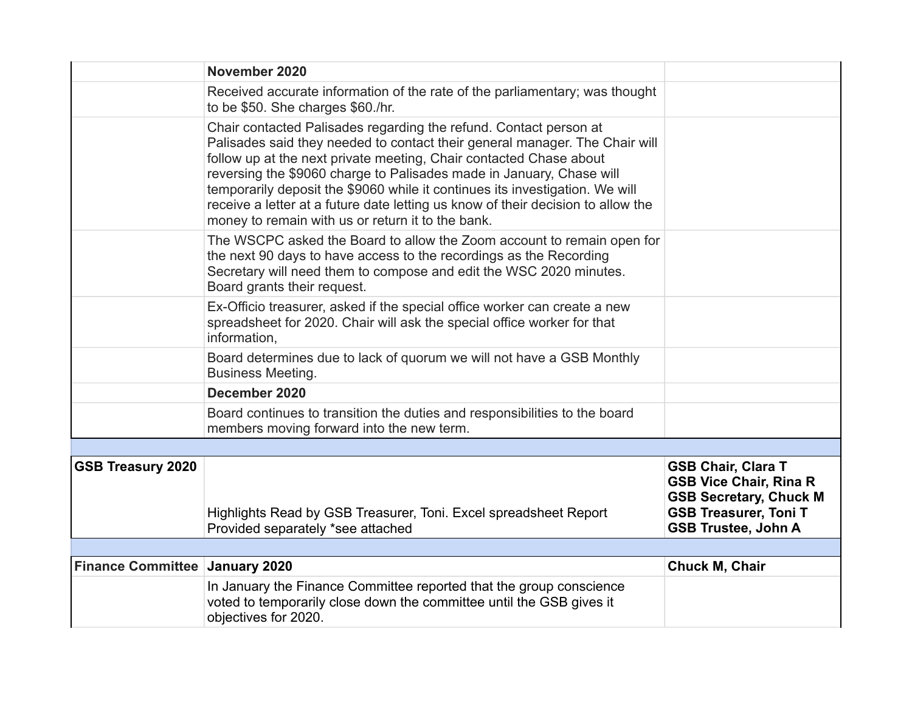| | | |
|---|---|---|
| | **November 2020** | |
| | Received accurate information of the rate of the parliamentary; was thought to be $50. She charges $60./hr. | |
| | Chair contacted Palisades regarding the refund. Contact person at Palisades said they needed to contact their general manager. The Chair will follow up at the next private meeting, Chair contacted Chase about reversing the $9060 charge to Palisades made in January, Chase will temporarily deposit the $9060 while it continues its investigation. We will receive a letter at a future date letting us know of their decision to allow the money to remain with us or return it to the bank. | |
| | The WSCPC asked the Board to allow the Zoom account to remain open for the next 90 days to have access to the recordings as the Recording Secretary will need them to compose and edit the WSC 2020 minutes. Board grants their request. | |
| | Ex-Officio treasurer, asked if the special office worker can create a new spreadsheet for 2020. Chair will ask the special office worker for that information, | |
| | Board determines due to lack of quorum we will not have a GSB Monthly Business Meeting. | |
| | **December 2020** | |
| | Board continues to transition the duties and responsibilities to the board members moving forward into the new term. | |
| | | |
| **GSB Treasury 2020** | Highlights Read by GSB Treasurer, Toni. Excel spreadsheet Report Provided separately *see attached | **GSB Chair, Clara T**<br>**GSB Vice Chair, Rina R**<br>**GSB Secretary, Chuck M**<br>**GSB Treasurer, Toni T**<br>**GSB Trustee, John A** |
| | | |
| **Finance Committee** | **January 2020** | **Chuck M, Chair** |
| | In January the Finance Committee reported that the group conscience voted to temporarily close down the committee until the GSB gives it objectives for 2020. | |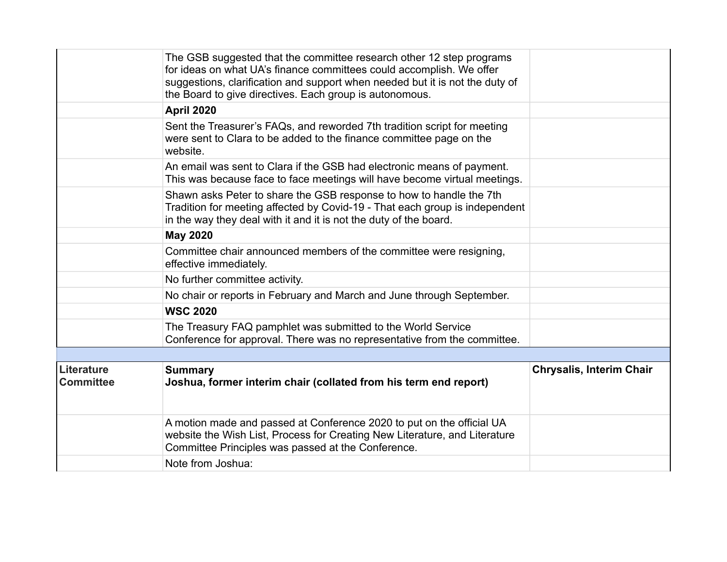| | | |
|---|---|---|
| | The GSB suggested that the committee research other 12 step programs for ideas on what UA's finance committees could accomplish. We offer suggestions, clarification and support when needed but it is not the duty of the Board to give directives. Each group is autonomous. | |
| | **April 2020** | |
| | Sent the Treasurer's FAQs, and reworded 7th tradition script for meeting were sent to Clara to be added to the finance committee page on the website. | |
| | An email was sent to Clara if the GSB had electronic means of payment. This was because face to face meetings will have become virtual meetings. | |
| | Shawn asks Peter to share the GSB response to how to handle the 7th Tradition for meeting affected by Covid-19 - That each group is independent in the way they deal with it and it is not the duty of the board. | |
| | **May 2020** | |
| | Committee chair announced members of the committee were resigning, effective immediately. | |
| | No further committee activity. | |
| | No chair or reports in February and March and June through September. | |
| | **WSC 2020** | |
| | The Treasury FAQ pamphlet was submitted to the World Service Conference for approval. There was no representative from the committee. | |
| | | |
| **Literature Committee** | **Summary**<br>**Joshua, former interim chair (collated from his term end report)** | **Chrysalis, Interim Chair** |
| | A motion made and passed at Conference 2020 to put on the official UA website the Wish List, Process for Creating New Literature, and Literature Committee Principles was passed at the Conference. | |
| | Note from Joshua: | |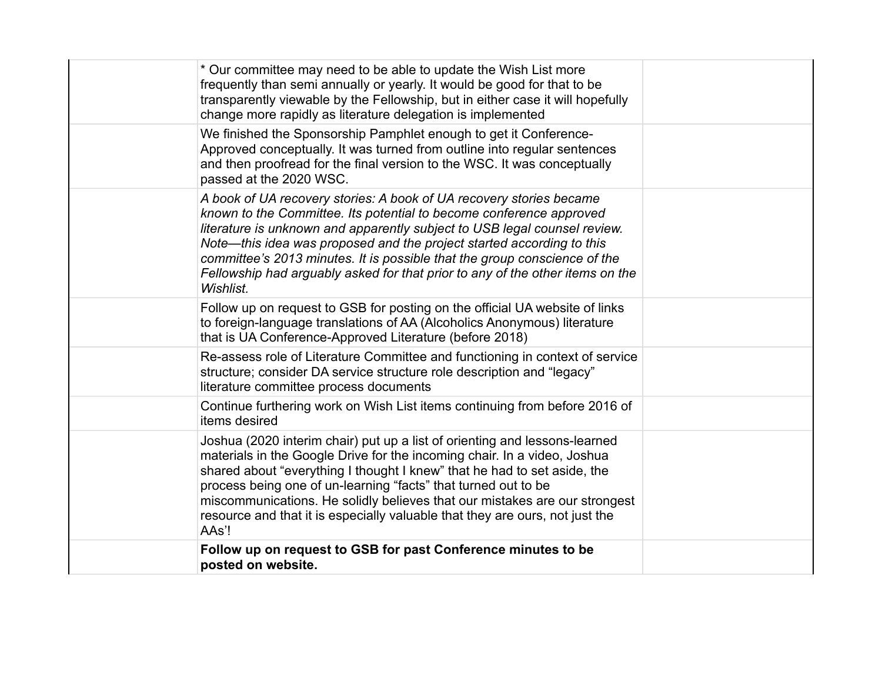| | | |
|---|---|---|
| | * Our committee may need to be able to update the Wish List more frequently than semi annually or yearly. It would be good for that to be transparently viewable by the Fellowship, but in either case it will hopefully change more rapidly as literature delegation is implemented | |
| | We finished the Sponsorship Pamphlet enough to get it Conference-Approved conceptually. It was turned from outline into regular sentences and then proofread for the final version to the WSC. It was conceptually passed at the 2020 WSC. | |
| | *A book of UA recovery stories: A book of UA recovery stories became known to the Committee. Its potential to become conference approved literature is unknown and apparently subject to USB legal counsel review. Note—this idea was proposed and the project started according to this committee's 2013 minutes. It is possible that the group conscience of the Fellowship had arguably asked for that prior to any of the other items on the Wishlist.* | |
| | Follow up on request to GSB for posting on the official UA website of links to foreign-language translations of AA (Alcoholics Anonymous) literature that is UA Conference-Approved Literature (before 2018) | |
| | Re-assess role of Literature Committee and functioning in context of service structure; consider DA service structure role description and "legacy" literature committee process documents | |
| | Continue furthering work on Wish List items continuing from before 2016 of items desired | |
| | Joshua (2020 interim chair) put up a list of orienting and lessons-learned materials in the Google Drive for the incoming chair. In a video, Joshua shared about "everything I thought I knew" that he had to set aside, the process being one of un-learning "facts" that turned out to be miscommunications. He solidly believes that our mistakes are our strongest resource and that it is especially valuable that they are ours, not just the AAs'! | |
| | **Follow up on request to GSB for past Conference minutes to be posted on website.** | |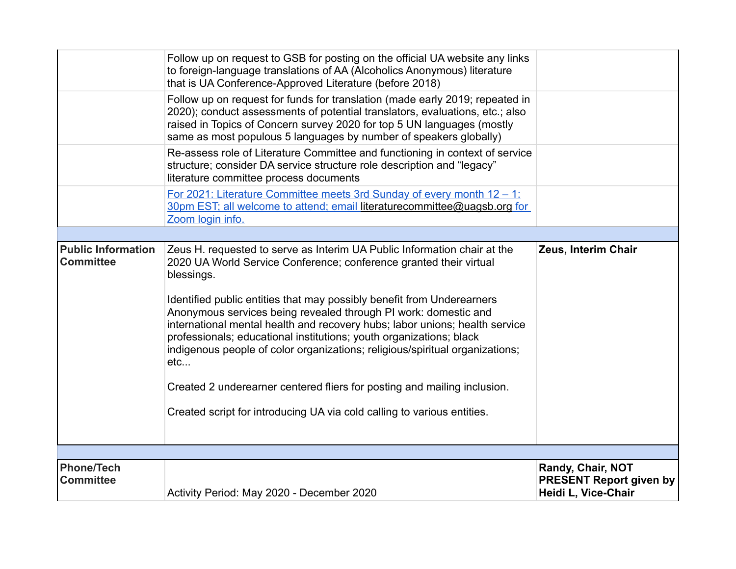| | | |
|---|---|---|
| | Follow up on request to GSB for posting on the official UA website any links to foreign-language translations of AA (Alcoholics Anonymous) literature that is UA Conference-Approved Literature (before 2018) | |
| | Follow up on request for funds for translation (made early 2019; repeated in 2020); conduct assessments of potential translators, evaluations, etc.; also raised in Topics of Concern survey 2020 for top 5 UN languages (mostly same as most populous 5 languages by number of speakers globally) | |
| | Re-assess role of Literature Committee and functioning in context of service structure; consider DA service structure role description and "legacy" literature committee process documents | |
| | For 2021: Literature Committee meets 3rd Sunday of every month 12 – 1:30pm EST; all welcome to attend; email literaturecommittee@uagsb.org for Zoom login info. | |
| | | |
| **Public Information Committee** | Zeus H. requested to serve as Interim UA Public Information chair at the 2020 UA World Service Conference; conference granted their virtual blessings.<br><br>Identified public entities that may possibly benefit from Underearners Anonymous services being revealed through PI work: domestic and international mental health and recovery hubs; labor unions; health service professionals; educational institutions; youth organizations; black indigenous people of color organizations; religious/spiritual organizations; etc...<br><br>Created 2 underearner centered fliers for posting and mailing inclusion.<br><br>Created script for introducing UA via cold calling to various entities. | **Zeus, Interim Chair** |
| | | |
| **Phone/Tech Committee** | Activity Period: May 2020 - December 2020 | **Randy, Chair, NOT PRESENT Report given by Heidi L, Vice-Chair** |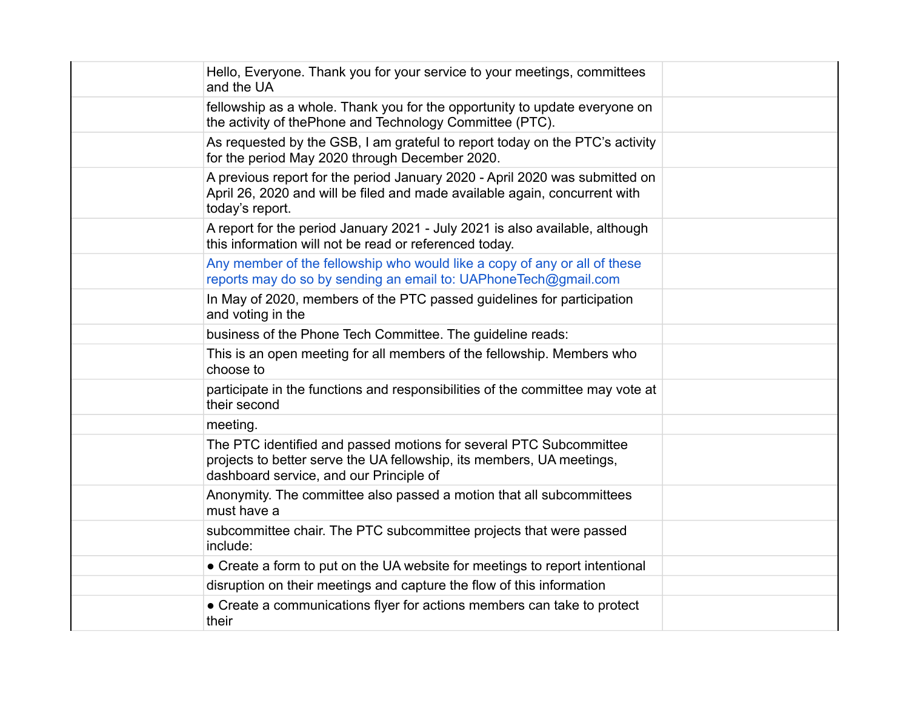Hello, Everyone. Thank you for your service to your meetings, committees and the UA fellowship as a whole. Thank you for the opportunity to update everyone on the activity of thePhone and Technology Committee (PTC).

As requested by the GSB, I am grateful to report today on the PTC's activity for the period May 2020 through December 2020.

A previous report for the period January 2020 - April 2020 was submitted on April 26, 2020 and will be filed and made available again, concurrent with today's report.

A report for the period January 2021 - July 2021 is also available, although this information will not be read or referenced today.

Any member of the fellowship who would like a copy of any or all of these reports may do so by sending an email to: UAPhoneTech@gmail.com

In May of 2020, members of the PTC passed guidelines for participation and voting in the business of the Phone Tech Committee. The guideline reads:

This is an open meeting for all members of the fellowship. Members who choose to participate in the functions and responsibilities of the committee may vote at their second meeting.

The PTC identified and passed motions for several PTC Subcommittee projects to better serve the UA fellowship, its members, UA meetings, dashboard service, and our Principle of Anonymity. The committee also passed a motion that all subcommittees must have a subcommittee chair. The PTC subcommittee projects that were passed include:

- Create a form to put on the UA website for meetings to report intentional disruption on their meetings and capture the flow of this information
- Create a communications flyer for actions members can take to protect their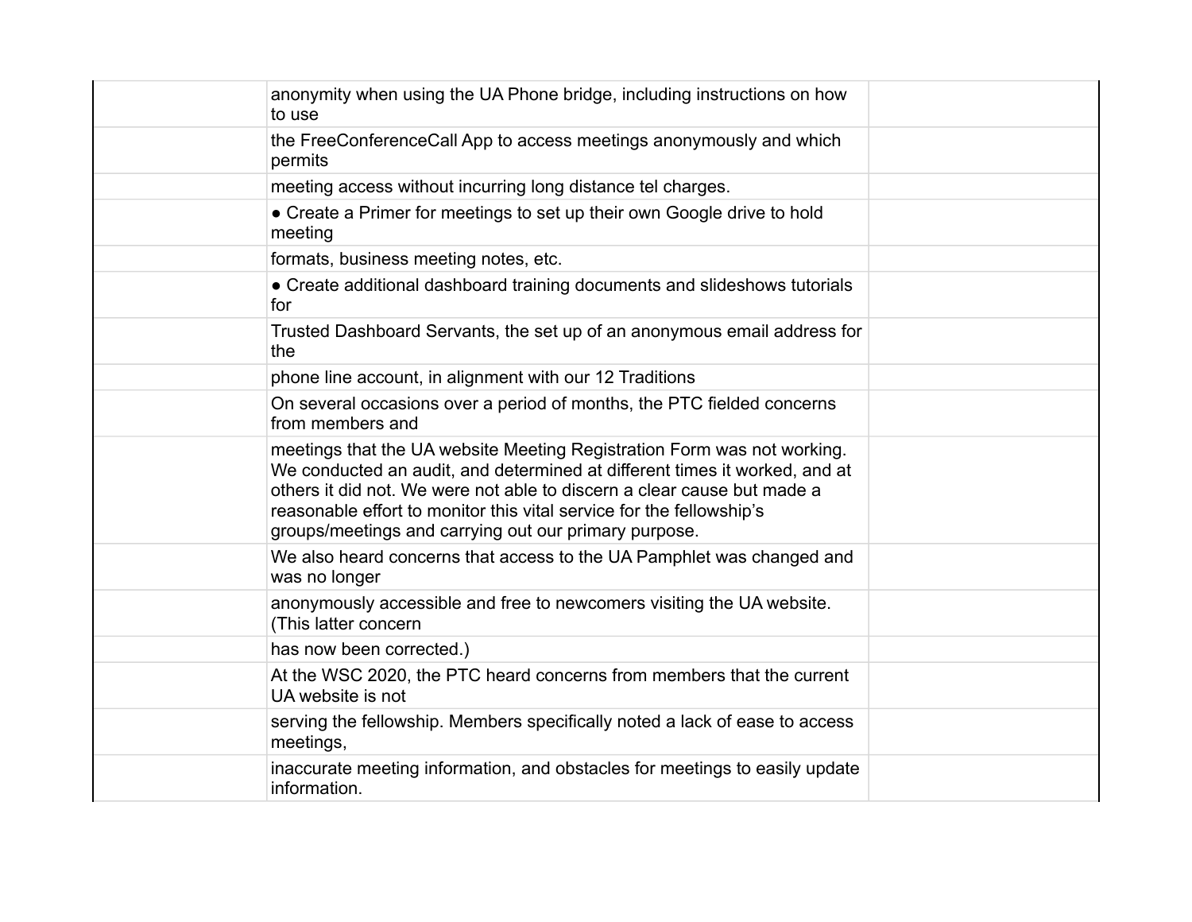| | | |
|---|---|---|
| | anonymity when using the UA Phone bridge, including instructions on how to use | |
| | the FreeConferenceCall App to access meetings anonymously and which permits | |
| | meeting access without incurring long distance tel charges. | |
| | ● Create a Primer for meetings to set up their own Google drive to hold meeting | |
| | formats, business meeting notes, etc. | |
| | ● Create additional dashboard training documents and slideshows tutorials for | |
| | Trusted Dashboard Servants, the set up of an anonymous email address for the | |
| | phone line account, in alignment with our 12 Traditions | |
| | On several occasions over a period of months, the PTC fielded concerns from members and | |
| | meetings that the UA website Meeting Registration Form was not working. We conducted an audit, and determined at different times it worked, and at others it did not. We were not able to discern a clear cause but made a reasonable effort to monitor this vital service for the fellowship's groups/meetings and carrying out our primary purpose. | |
| | We also heard concerns that access to the UA Pamphlet was changed and was no longer | |
| | anonymously accessible and free to newcomers visiting the UA website. (This latter concern | |
| | has now been corrected.) | |
| | At the WSC 2020, the PTC heard concerns from members that the current UA website is not | |
| | serving the fellowship. Members specifically noted a lack of ease to access meetings, | |
| | inaccurate meeting information, and obstacles for meetings to easily update information. | |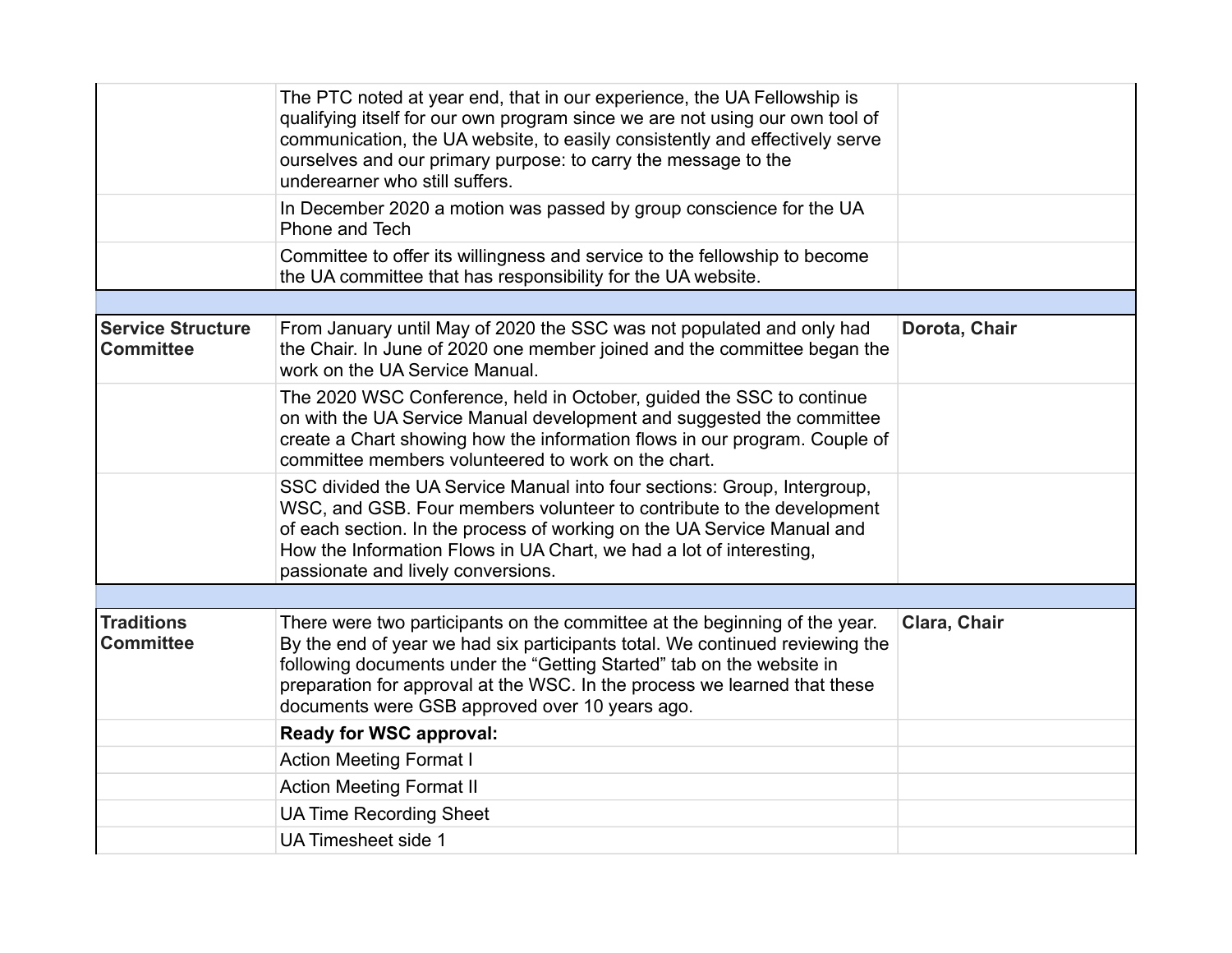| | | |
|---|---|---|
| | The PTC noted at year end, that in our experience, the UA Fellowship is qualifying itself for our own program since we are not using our own tool of communication, the UA website, to easily consistently and effectively serve ourselves and our primary purpose: to carry the message to the underearner who still suffers. | |
| | In December 2020 a motion was passed by group conscience for the UA Phone and Tech | |
| | Committee to offer its willingness and service to the fellowship to become the UA committee that has responsibility for the UA website. | |
| | | |
| **Service Structure Committee** | From January until May of 2020 the SSC was not populated and only had the Chair. In June of 2020 one member joined and the committee began the work on the UA Service Manual. | **Dorota, Chair** |
| | The 2020 WSC Conference, held in October, guided the SSC to continue on with the UA Service Manual development and suggested the committee create a Chart showing how the information flows in our program. Couple of committee members volunteered to work on the chart. | |
| | SSC divided the UA Service Manual into four sections: Group, Intergroup, WSC, and GSB. Four members volunteer to contribute to the development of each section. In the process of working on the UA Service Manual and How the Information Flows in UA Chart, we had a lot of interesting, passionate and lively conversions. | |
| | | |
| **Traditions Committee** | There were two participants on the committee at the beginning of the year. By the end of year we had six participants total. We continued reviewing the following documents under the "Getting Started" tab on the website in preparation for approval at the WSC. In the process we learned that these documents were GSB approved over 10 years ago. | **Clara, Chair** |
| | **Ready for WSC approval:** | |
| | Action Meeting Format I | |
| | Action Meeting Format II | |
| | UA Time Recording Sheet | |
| | UA Timesheet side 1 | |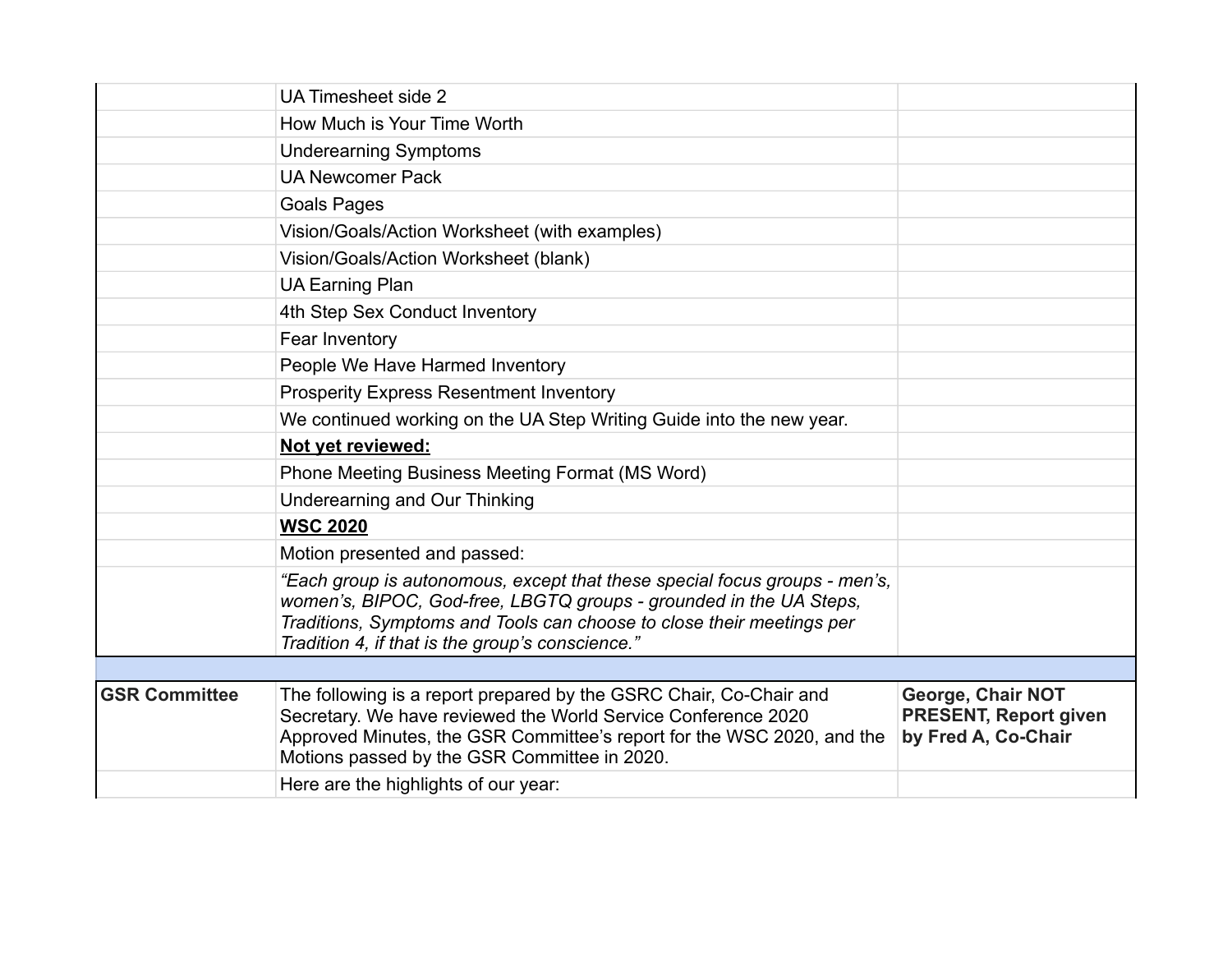| | | |
|---|---|---|
| | UA Timesheet side 2 | |
| | How Much is Your Time Worth | |
| | Underearning Symptoms | |
| | UA Newcomer Pack | |
| | Goals Pages | |
| | Vision/Goals/Action Worksheet (with examples) | |
| | Vision/Goals/Action Worksheet (blank) | |
| | UA Earning Plan | |
| | 4th Step Sex Conduct Inventory | |
| | Fear Inventory | |
| | People We Have Harmed Inventory | |
| | Prosperity Express Resentment Inventory | |
| | We continued working on the UA Step Writing Guide into the new year. | |
| | **Not yet reviewed:** | |
| | Phone Meeting Business Meeting Format (MS Word) | |
| | Underearning and Our Thinking | |
| | **WSC 2020** | |
| | Motion presented and passed: | |
| | *"Each group is autonomous, except that these special focus groups - men's, women's, BIPOC, God-free, LBGTQ groups - grounded in the UA Steps, Traditions, Symptoms and Tools can choose to close their meetings per Tradition 4, if that is the group's conscience."* | |
| | | |
| **GSR Committee** | The following is a report prepared by the GSRC Chair, Co-Chair and Secretary. We have reviewed the World Service Conference 2020 Approved Minutes, the GSR Committee's report for the WSC 2020, and the Motions passed by the GSR Committee in 2020. | **George, Chair NOT PRESENT, Report given by Fred A, Co-Chair** |
| | Here are the highlights of our year: | |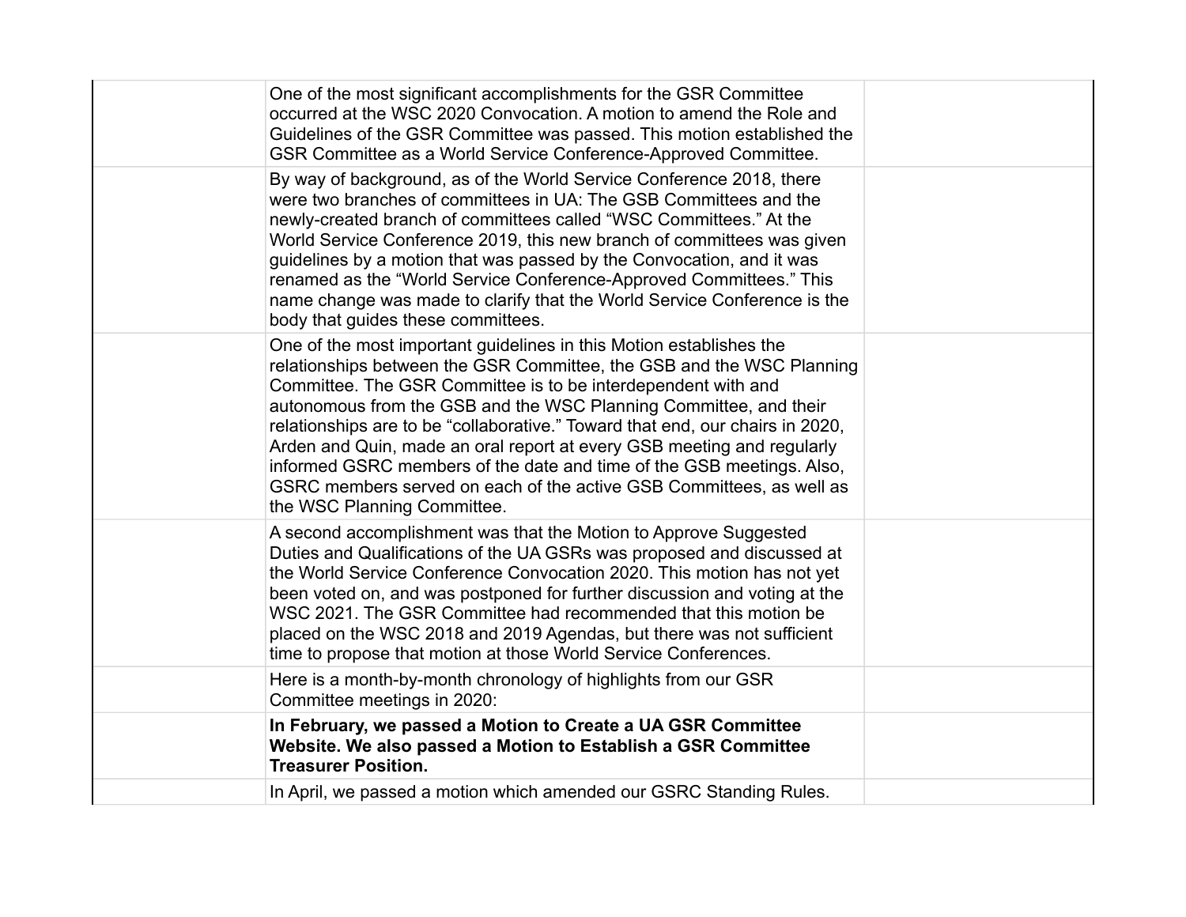| | | |
|---|---|---|
| | One of the most significant accomplishments for the GSR Committee occurred at the WSC 2020 Convocation. A motion to amend the Role and Guidelines of the GSR Committee was passed. This motion established the GSR Committee as a World Service Conference-Approved Committee. | |
| | By way of background, as of the World Service Conference 2018, there were two branches of committees in UA: The GSB Committees and the newly-created branch of committees called "WSC Committees." At the World Service Conference 2019, this new branch of committees was given guidelines by a motion that was passed by the Convocation, and it was renamed as the "World Service Conference-Approved Committees." This name change was made to clarify that the World Service Conference is the body that guides these committees. | |
| | One of the most important guidelines in this Motion establishes the relationships between the GSR Committee, the GSB and the WSC Planning Committee. The GSR Committee is to be interdependent with and autonomous from the GSB and the WSC Planning Committee, and their relationships are to be "collaborative." Toward that end, our chairs in 2020, Arden and Quin, made an oral report at every GSB meeting and regularly informed GSRC members of the date and time of the GSB meetings. Also, GSRC members served on each of the active GSB Committees, as well as the WSC Planning Committee. | |
| | A second accomplishment was that the Motion to Approve Suggested Duties and Qualifications of the UA GSRs was proposed and discussed at the World Service Conference Convocation 2020. This motion has not yet been voted on, and was postponed for further discussion and voting at the WSC 2021. The GSR Committee had recommended that this motion be placed on the WSC 2018 and 2019 Agendas, but there was not sufficient time to propose that motion at those World Service Conferences. | |
| | Here is a month-by-month chronology of highlights from our GSR Committee meetings in 2020: | |
| | **In February, we passed a Motion to Create a UA GSR Committee Website. We also passed a Motion to Establish a GSR Committee Treasurer Position.** | |
| | In April, we passed a motion which amended our GSRC Standing Rules. | |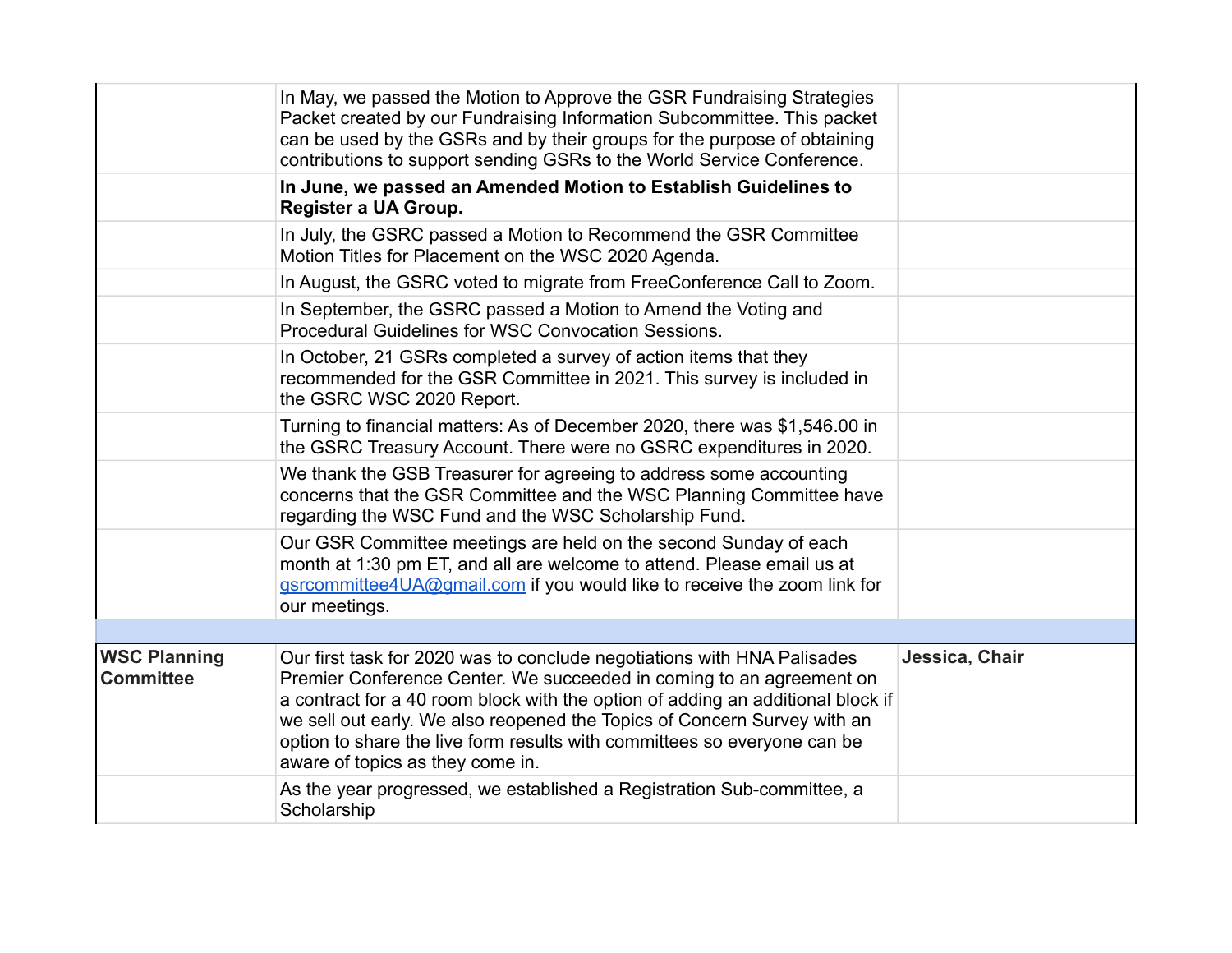| | | |
|---|---|---|
| | In May, we passed the Motion to Approve the GSR Fundraising Strategies Packet created by our Fundraising Information Subcommittee. This packet can be used by the GSRs and by their groups for the purpose of obtaining contributions to support sending GSRs to the World Service Conference. | |
| | **In June, we passed an Amended Motion to Establish Guidelines to Register a UA Group.** | |
| | In July, the GSRC passed a Motion to Recommend the GSR Committee Motion Titles for Placement on the WSC 2020 Agenda. | |
| | In August, the GSRC voted to migrate from FreeConference Call to Zoom. | |
| | In September, the GSRC passed a Motion to Amend the Voting and Procedural Guidelines for WSC Convocation Sessions. | |
| | In October, 21 GSRs completed a survey of action items that they recommended for the GSR Committee in 2021. This survey is included in the GSRC WSC 2020 Report. | |
| | Turning to financial matters: As of December 2020, there was $1,546.00 in the GSRC Treasury Account. There were no GSRC expenditures in 2020. | |
| | We thank the GSB Treasurer for agreeing to address some accounting concerns that the GSR Committee and the WSC Planning Committee have regarding the WSC Fund and the WSC Scholarship Fund. | |
| | Our GSR Committee meetings are held on the second Sunday of each month at 1:30 pm ET, and all are welcome to attend. Please email us at gsrcommittee4UA@gmail.com if you would like to receive the zoom link for our meetings. | |
| | | |
| **WSC Planning Committee** | Our first task for 2020 was to conclude negotiations with HNA Palisades Premier Conference Center. We succeeded in coming to an agreement on a contract for a 40 room block with the option of adding an additional block if we sell out early. We also reopened the Topics of Concern Survey with an option to share the live form results with committees so everyone can be aware of topics as they come in. | **Jessica, Chair** |
| | As the year progressed, we established a Registration Sub-committee, a Scholarship | |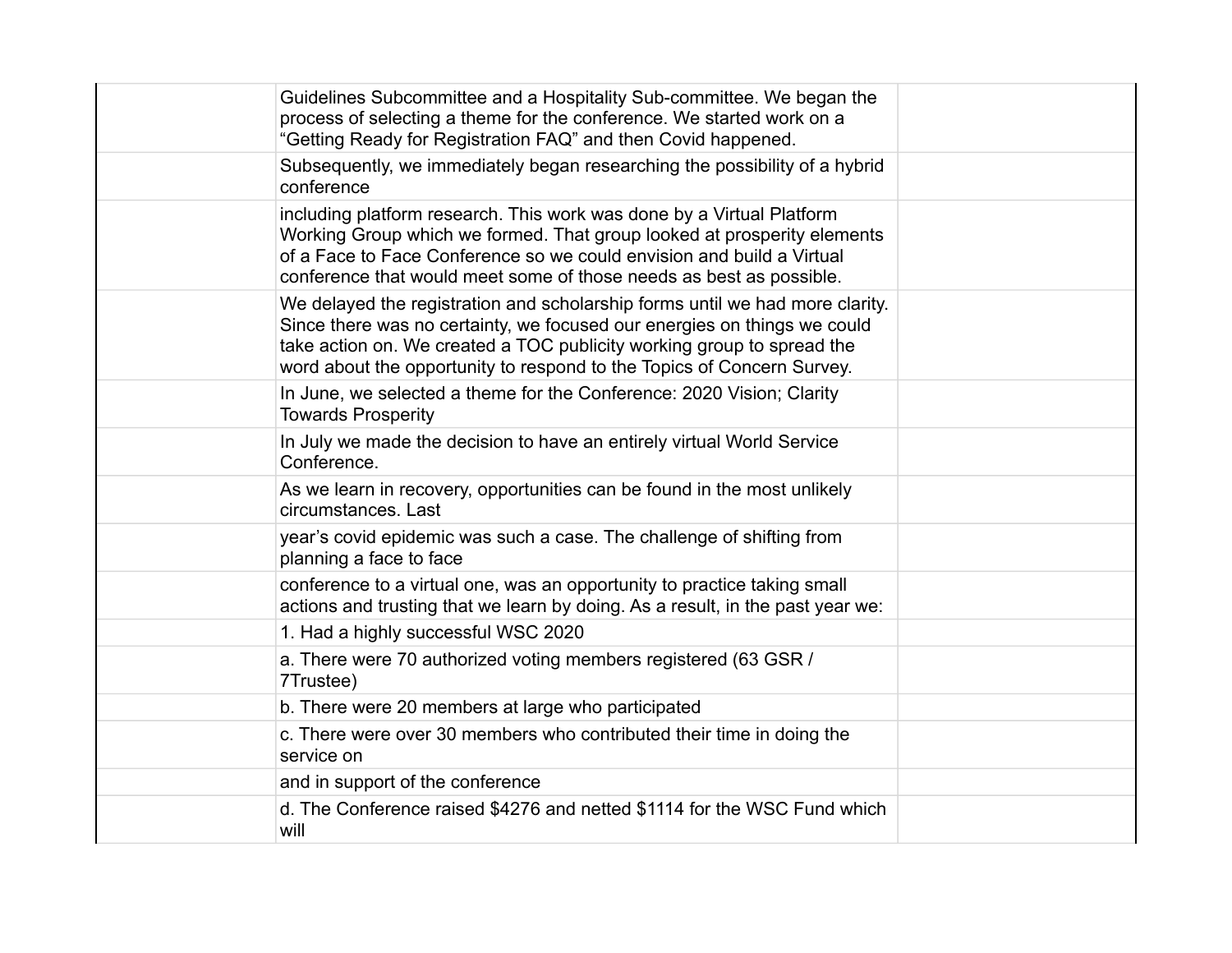| | | |
|---|---|---|
| | Guidelines Subcommittee and a Hospitality Sub-committee. We began the process of selecting a theme for the conference. We started work on a "Getting Ready for Registration FAQ" and then Covid happened. | |
| | Subsequently, we immediately began researching the possibility of a hybrid conference | |
| | including platform research. This work was done by a Virtual Platform Working Group which we formed. That group looked at prosperity elements of a Face to Face Conference so we could envision and build a Virtual conference that would meet some of those needs as best as possible. | |
| | We delayed the registration and scholarship forms until we had more clarity. Since there was no certainty, we focused our energies on things we could take action on. We created a TOC publicity working group to spread the word about the opportunity to respond to the Topics of Concern Survey. | |
| | In June, we selected a theme for the Conference: 2020 Vision; Clarity Towards Prosperity | |
| | In July we made the decision to have an entirely virtual World Service Conference. | |
| | As we learn in recovery, opportunities can be found in the most unlikely circumstances. Last | |
| | year's covid epidemic was such a case. The challenge of shifting from planning a face to face | |
| | conference to a virtual one, was an opportunity to practice taking small actions and trusting that we learn by doing. As a result, in the past year we: | |
| | 1. Had a highly successful WSC 2020 | |
| | a. There were 70 authorized voting members registered (63 GSR / 7Trustee) | |
| | b. There were 20 members at large who participated | |
| | c. There were over 30 members who contributed their time in doing the service on | |
| | and in support of the conference | |
| | d. The Conference raised $4276 and netted $1114 for the WSC Fund which will | |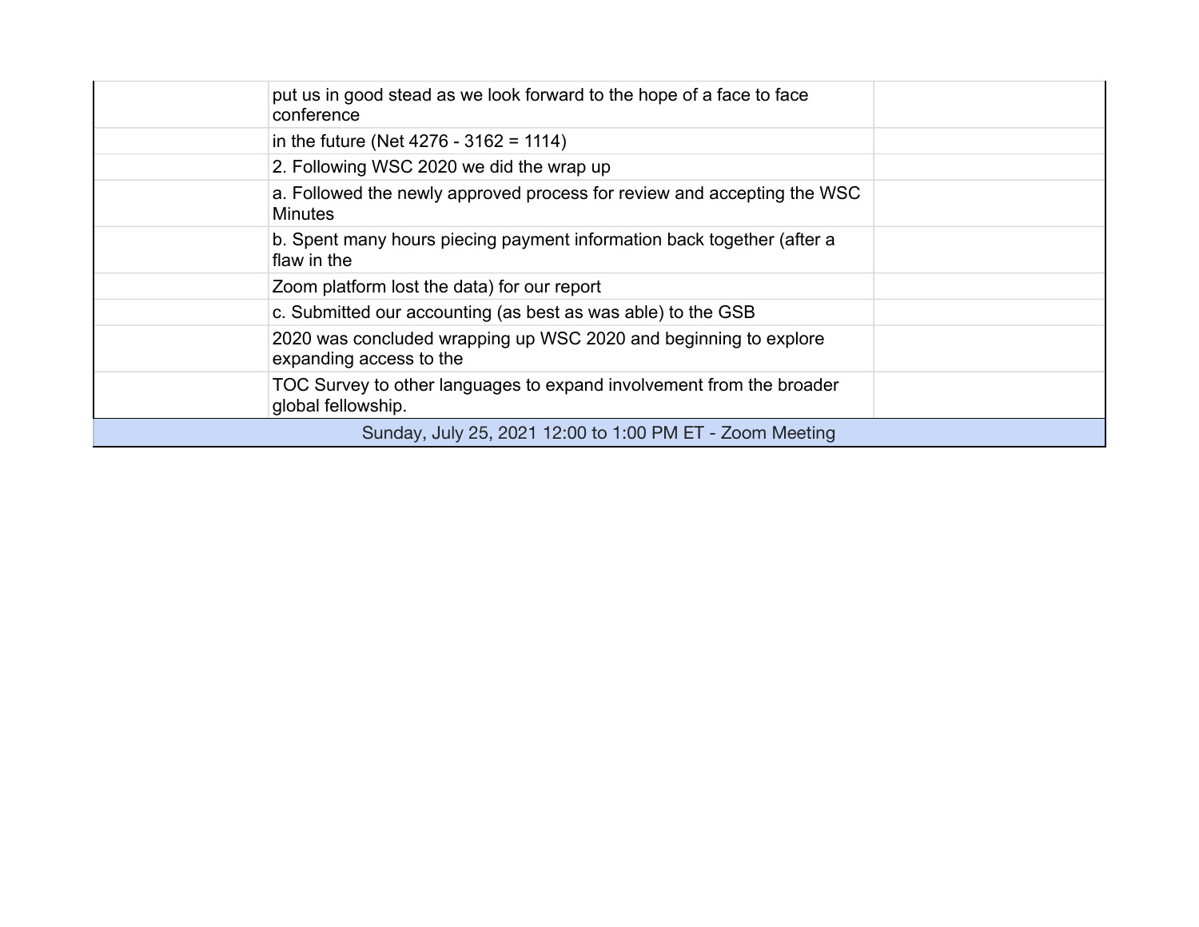| | | |
|---|---|---|
| | put us in good stead as we look forward to the hope of a face to face conference | |
| | in the future (Net 4276 - 3162 = 1114) | |
| | 2. Following WSC 2020 we did the wrap up | |
| | a. Followed the newly approved process for review and accepting the WSC Minutes | |
| | b. Spent many hours piecing payment information back together (after a flaw in the | |
| | Zoom platform lost the data) for our report | |
| | c. Submitted our accounting (as best as was able) to the GSB | |
| | 2020 was concluded wrapping up WSC 2020 and beginning to explore expanding access to the | |
| | TOC Survey to other languages to expand involvement from the broader global fellowship. | |
| Sunday, July 25, 2021 12:00 to 1:00 PM ET - Zoom Meeting | | |